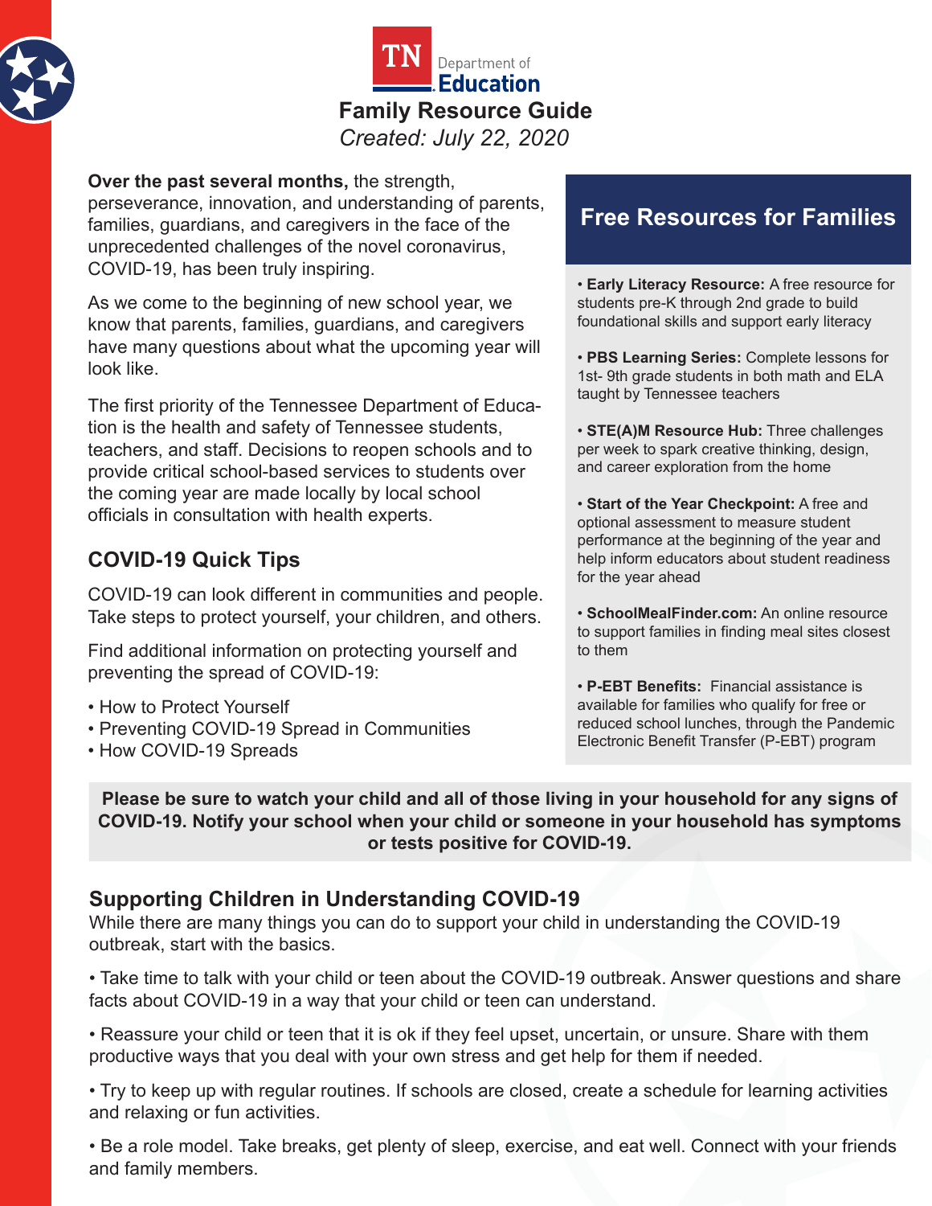TN Department of Education

# Family Resource Guide

*Created: July 22, 2020*

**Over the past several months,** the strength, perseverance, innovation, and understanding of parents, families, guardians, and caregivers in the face of the unprecedented challenges of the novel coronavirus, COVID-19, has been truly inspiring.

As we come to the beginning of new school year, we know that parents, families, guardians, and caregivers have many questions about what the upcoming year will look like.

The first priority of the Tennessee Department of Education is the health and safety of Tennessee students, teachers, and staff. Decisions to reopen schools and to provide critical school-based services to students over the coming year are made locally by local school officials in consultation with health experts.

## COVID-19 Quick Tips

COVID-19 can look different in communities and people. Take steps to protect yourself, your children, and others.

Find additional information on protecting yourself and preventing the spread of COVID-19:

- How to Protect Yourself
- Preventing COVID-19 Spread in Communities
- How COVID-19 Spreads

## Free Resources for Families

- **Early Literacy Resource:** A free resource for students pre-K through 2nd grade to build foundational skills and support early literacy
- **PBS Learning Series:** Complete lessons for 1st- 9th grade students in both math and ELA taught by Tennessee teachers
- **STE(A)M Resource Hub:** Three challenges per week to spark creative thinking, design, and career exploration from the home
- **Start of the Year Checkpoint:** A free and optional assessment to measure student performance at the beginning of the year and help inform educators about student readiness for the year ahead
- **SchoolMealFinder.com:** An online resource to support families in finding meal sites closest to them
- **P-EBT Benefits:** Financial assistance is available for families who qualify for free or reduced school lunches, through the Pandemic Electronic Benefit Transfer (P-EBT) program

**Please be sure to watch your child and all of those living in your household for any signs of COVID-19. Notify your school when your child or someone in your household has symptoms or tests positive for COVID-19.**

## Supporting Children in Understanding COVID-19

While there are many things you can do to support your child in understanding the COVID-19 outbreak, start with the basics.

- Take time to talk with your child or teen about the COVID-19 outbreak. Answer questions and share facts about COVID-19 in a way that your child or teen can understand.
- Reassure your child or teen that it is ok if they feel upset, uncertain, or unsure. Share with them productive ways that you deal with your own stress and get help for them if needed.
- Try to keep up with regular routines. If schools are closed, create a schedule for learning activities and relaxing or fun activities.
- Be a role model. Take breaks, get plenty of sleep, exercise, and eat well. Connect with your friends and family members.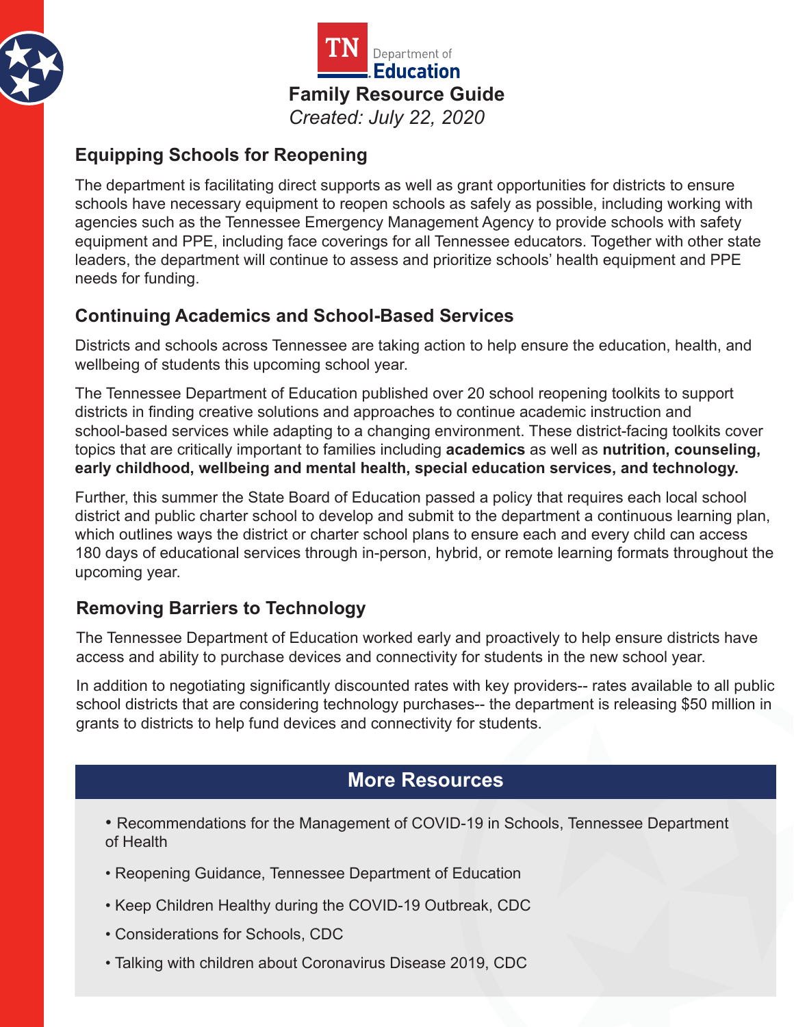# Family Resource Guide

*Created: July 22, 2020*

## Equipping Schools for Reopening

The department is facilitating direct supports as well as grant opportunities for districts to ensure schools have necessary equipment to reopen schools as safely as possible, including working with agencies such as the Tennessee Emergency Management Agency to provide schools with safety equipment and PPE, including face coverings for all Tennessee educators. Together with other state leaders, the department will continue to assess and prioritize schools' health equipment and PPE needs for funding.

## Continuing Academics and School-Based Services

Districts and schools across Tennessee are taking action to help ensure the education, health, and wellbeing of students this upcoming school year.

The Tennessee Department of Education published over 20 school reopening toolkits to support districts in finding creative solutions and approaches to continue academic instruction and school-based services while adapting to a changing environment. These district-facing toolkits cover topics that are critically important to families including **academics** as well as **nutrition, counseling, early childhood, wellbeing and mental health, special education services, and technology.**

Further, this summer the State Board of Education passed a policy that requires each local school district and public charter school to develop and submit to the department a continuous learning plan, which outlines ways the district or charter school plans to ensure each and every child can access 180 days of educational services through in-person, hybrid, or remote learning formats throughout the upcoming year.

## Removing Barriers to Technology

The Tennessee Department of Education worked early and proactively to help ensure districts have access and ability to purchase devices and connectivity for students in the new school year.

In addition to negotiating significantly discounted rates with key providers-- rates available to all public school districts that are considering technology purchases-- the department is releasing $50 million in grants to districts to help fund devices and connectivity for students.

## More Resources

- Recommendations for the Management of COVID-19 in Schools, Tennessee Department of Health
- Reopening Guidance, Tennessee Department of Education
- Keep Children Healthy during the COVID-19 Outbreak, CDC
- Considerations for Schools, CDC
- Talking with children about Coronavirus Disease 2019, CDC